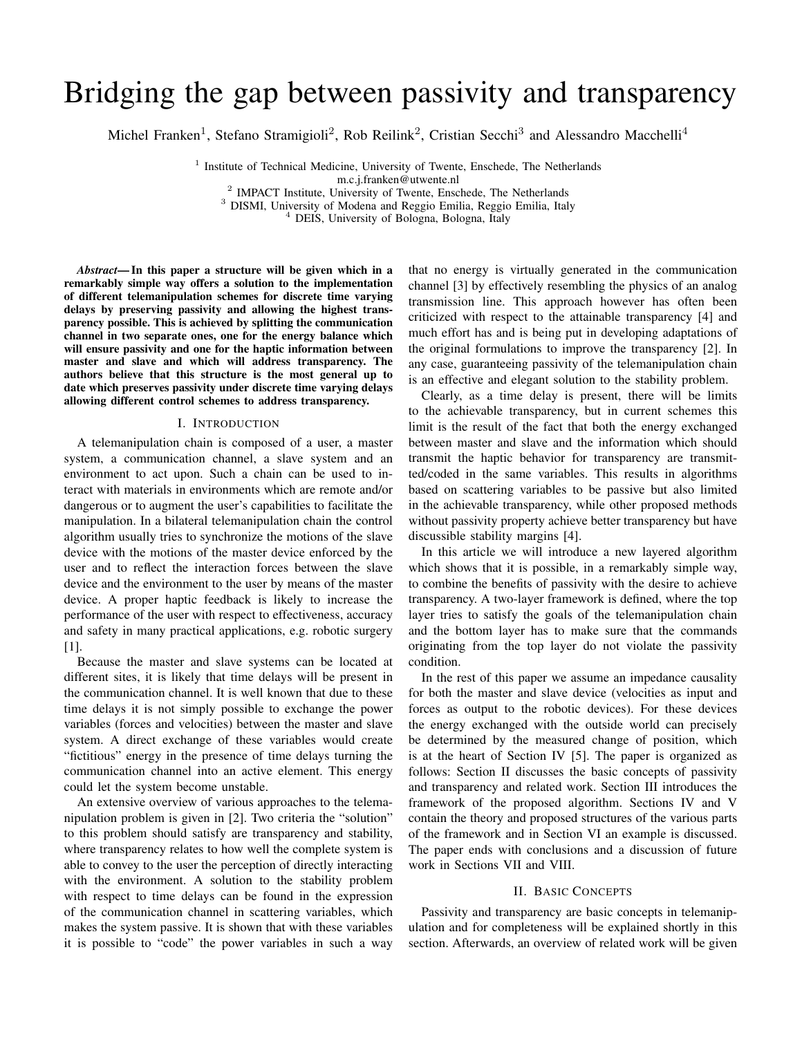# Bridging the gap between passivity and transparency

Michel Franken[1], Stefano Stramigioli[2], Rob Reilink[2], Cristian Secchi[3] and Alessandro Macchelli[4]

[1] Institute of Technical Medicine, University of Twente, Enschede, The Netherlands
m.c.j.franken@utwente.nl
[2] IMPACT Institute, University of Twente, Enschede, The Netherlands
[3] DISMI, University of Modena and Reggio Emilia, Reggio Emilia, Italy
[4] DEIS, University of Bologna, Bologna, Italy

***Abstract*— In this paper a structure will be given which in a remarkably simple way offers a solution to the implementation of different telemanipulation schemes for discrete time varying delays by preserving passivity and allowing the highest transparency possible. This is achieved by splitting the communication channel in two separate ones, one for the energy balance which will ensure passivity and one for the haptic information between master and slave and which will address transparency. The authors believe that this structure is the most general up to date which preserves passivity under discrete time varying delays allowing different control schemes to address transparency.**

## I. Introduction

A telemanipulation chain is composed of a user, a master system, a communication channel, a slave system and an environment to act upon. Such a chain can be used to interact with materials in environments which are remote and/or dangerous or to augment the user's capabilities to facilitate the manipulation. In a bilateral telemanipulation chain the control algorithm usually tries to synchronize the motions of the slave device with the motions of the master device enforced by the user and to reflect the interaction forces between the slave device and the environment to the user by means of the master device. A proper haptic feedback is likely to increase the performance of the user with respect to effectiveness, accuracy and safety in many practical applications, e.g. robotic surgery [1].

Because the master and slave systems can be located at different sites, it is likely that time delays will be present in the communication channel. It is well known that due to these time delays it is not simply possible to exchange the power variables (forces and velocities) between the master and slave system. A direct exchange of these variables would create "fictitious" energy in the presence of time delays turning the communication channel into an active element. This energy could let the system become unstable.

An extensive overview of various approaches to the telemanipulation problem is given in [2]. Two criteria the "solution" to this problem should satisfy are transparency and stability, where transparency relates to how well the complete system is able to convey to the user the perception of directly interacting with the environment. A solution to the stability problem with respect to time delays can be found in the expression of the communication channel in scattering variables, which makes the system passive. It is shown that with these variables it is possible to "code" the power variables in such a way that no energy is virtually generated in the communication channel [3] by effectively resembling the physics of an analog transmission line. This approach however has often been criticized with respect to the attainable transparency [4] and much effort has and is being put in developing adaptations of the original formulations to improve the transparency [2]. In any case, guaranteeing passivity of the telemanipulation chain is an effective and elegant solution to the stability problem.

Clearly, as a time delay is present, there will be limits to the achievable transparency, but in current schemes this limit is the result of the fact that both the energy exchanged between master and slave and the information which should transmit the haptic behavior for transparency are transmitted/coded in the same variables. This results in algorithms based on scattering variables to be passive but also limited in the achievable transparency, while other proposed methods without passivity property achieve better transparency but have discussible stability margins [4].

In this article we will introduce a new layered algorithm which shows that it is possible, in a remarkably simple way, to combine the benefits of passivity with the desire to achieve transparency. A two-layer framework is defined, where the top layer tries to satisfy the goals of the telemanipulation chain and the bottom layer has to make sure that the commands originating from the top layer do not violate the passivity condition.

In the rest of this paper we assume an impedance causality for both the master and slave device (velocities as input and forces as output to the robotic devices). For these devices the energy exchanged with the outside world can precisely be determined by the measured change of position, which is at the heart of Section IV [5]. The paper is organized as follows: Section II discusses the basic concepts of passivity and transparency and related work. Section III introduces the framework of the proposed algorithm. Sections IV and V contain the theory and proposed structures of the various parts of the framework and in Section VI an example is discussed. The paper ends with conclusions and a discussion of future work in Sections VII and VIII.

## II. Basic Concepts

Passivity and transparency are basic concepts in telemanipulation and for completeness will be explained shortly in this section. Afterwards, an overview of related work will be given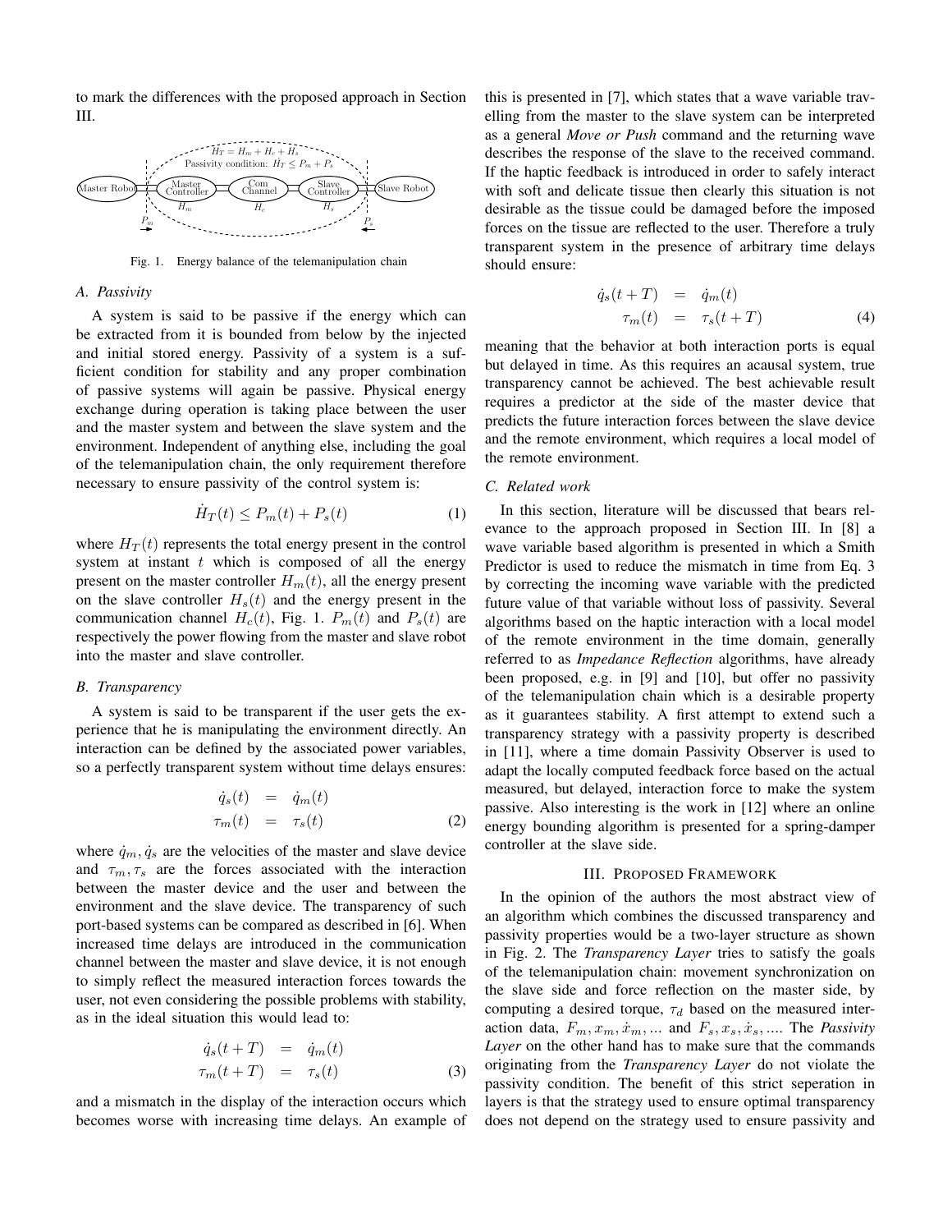to mark the differences with the proposed approach in Section III.

Fig. 1. Energy balance of the telemanipulation chain

### A. Passivity

A system is said to be passive if the energy which can be extracted from it is bounded from below by the injected and initial stored energy. Passivity of a system is a sufficient condition for stability and any proper combination of passive systems will again be passive. Physical energy exchange during operation is taking place between the user and the master system and between the slave system and the environment. Independent of anything else, including the goal of the telemanipulation chain, the only requirement therefore necessary to ensure passivity of the control system is:

$$\dot{H}_T(t) \leq P_m(t) + P_s(t) \tag{1}$$

where $H_T(t)$ represents the total energy present in the control system at instant $t$ which is composed of all the energy present on the master controller $H_m(t)$, all the energy present on the slave controller $H_s(t)$ and the energy present in the communication channel $H_c(t)$, Fig. 1. $P_m(t)$ and $P_s(t)$ are respectively the power flowing from the master and slave robot into the master and slave controller.

### B. Transparency

A system is said to be transparent if the user gets the experience that he is manipulating the environment directly. An interaction can be defined by the associated power variables, so a perfectly transparent system without time delays ensures:

$$\begin{aligned} \dot{q}_s(t) &= \dot{q}_m(t) \\ \tau_m(t) &= \tau_s(t) \end{aligned} \tag{2}$$

where $\dot{q}_m, \dot{q}_s$ are the velocities of the master and slave device and $\tau_m, \tau_s$ are the forces associated with the interaction between the master device and the user and between the environment and the slave device. The transparency of such port-based systems can be compared as described in [6]. When increased time delays are introduced in the communication channel between the master and slave device, it is not enough to simply reflect the measured interaction forces towards the user, not even considering the possible problems with stability, as in the ideal situation this would lead to:

$$\begin{aligned} \dot{q}_s(t+T) &= \dot{q}_m(t) \\ \tau_m(t+T) &= \tau_s(t) \end{aligned} \tag{3}$$

and a mismatch in the display of the interaction occurs which becomes worse with increasing time delays. An example of this is presented in [7], which states that a wave variable travelling from the master to the slave system can be interpreted as a general *Move or Push* command and the returning wave describes the response of the slave to the received command. If the haptic feedback is introduced in order to safely interact with soft and delicate tissue then clearly this situation is not desirable as the tissue could be damaged before the imposed forces on the tissue are reflected to the user. Therefore a truly transparent system in the presence of arbitrary time delays should ensure:

$$\begin{aligned} \dot{q}_s(t+T) &= \dot{q}_m(t) \\ \tau_m(t) &= \tau_s(t+T) \end{aligned} \tag{4}$$

meaning that the behavior at both interaction ports is equal but delayed in time. As this requires an acausal system, true transparency cannot be achieved. The best achievable result requires a predictor at the side of the master device that predicts the future interaction forces between the slave device and the remote environment, which requires a local model of the remote environment.

### C. Related work

In this section, literature will be discussed that bears relevance to the approach proposed in Section III. In [8] a wave variable based algorithm is presented in which a Smith Predictor is used to reduce the mismatch in time from Eq. 3 by correcting the incoming wave variable with the predicted future value of that variable without loss of passivity. Several algorithms based on the haptic interaction with a local model of the remote environment in the time domain, generally referred to as *Impedance Reflection* algorithms, have already been proposed, e.g. in [9] and [10], but offer no passivity of the telemanipulation chain which is a desirable property as it guarantees stability. A first attempt to extend such a transparency strategy with a passivity property is described in [11], where a time domain Passivity Observer is used to adapt the locally computed feedback force based on the actual measured, but delayed, interaction force to make the system passive. Also interesting is the work in [12] where an online energy bounding algorithm is presented for a spring-damper controller at the slave side.

## III. Proposed Framework

In the opinion of the authors the most abstract view of an algorithm which combines the discussed transparency and passivity properties would be a two-layer structure as shown in Fig. 2. The *Transparency Layer* tries to satisfy the goals of the telemanipulation chain: movement synchronization on the slave side and force reflection on the master side, by computing a desired torque, $\tau_d$ based on the measured interaction data, $F_m, x_m, \dot{x}_m, \ldots$ and $F_s, x_s, \dot{x}_s, \ldots$. The *Passivity Layer* on the other hand has to make sure that the commands originating from the *Transparency Layer* do not violate the passivity condition. The benefit of this strict seperation in layers is that the strategy used to ensure optimal transparency does not depend on the strategy used to ensure passivity and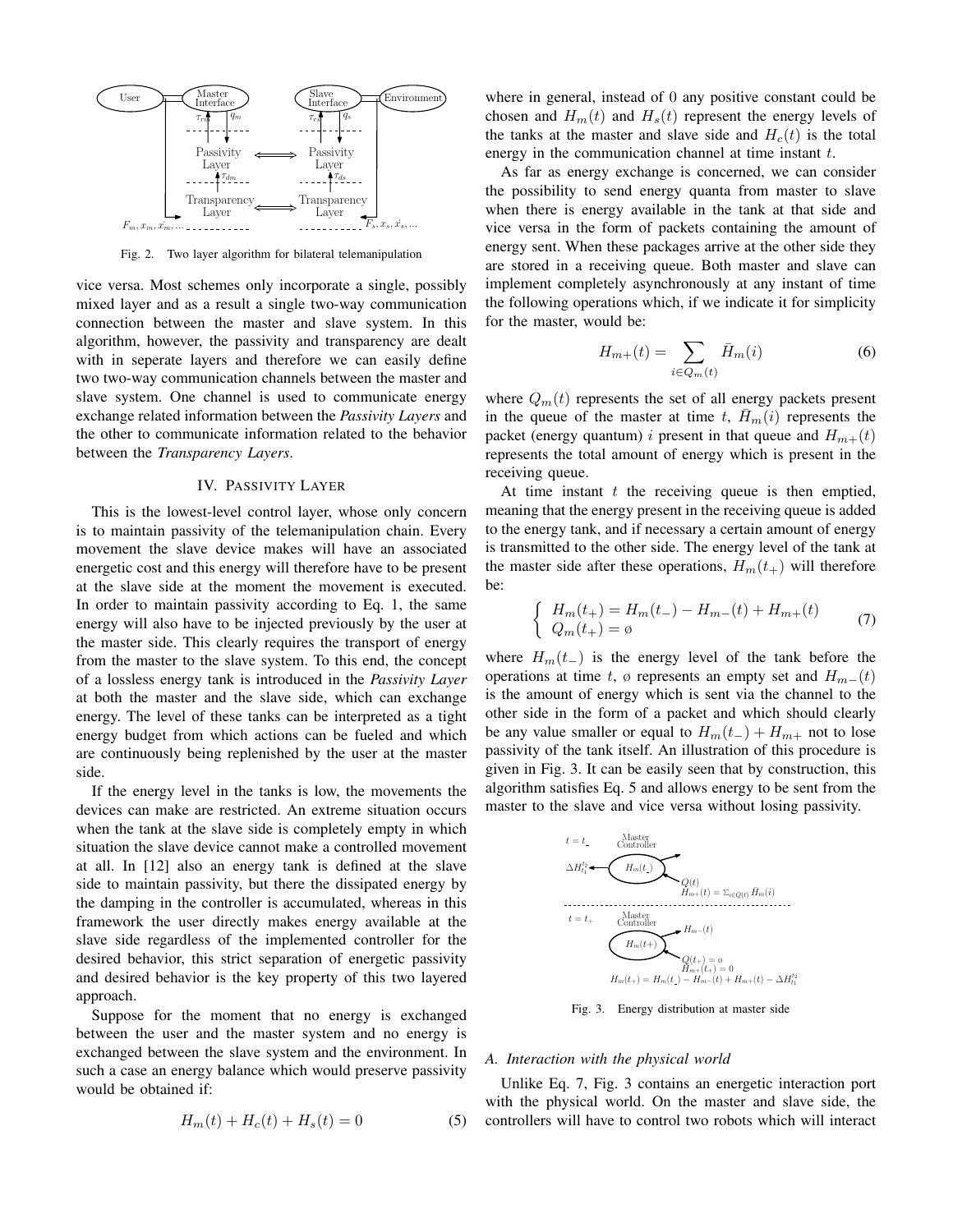Fig. 2. Two layer algorithm for bilateral telemanipulation

vice versa. Most schemes only incorporate a single, possibly mixed layer and as a result a single two-way communication connection between the master and slave system. In this algorithm, however, the passivity and transparency are dealt with in seperate layers and therefore we can easily define two two-way communication channels between the master and slave system. One channel is used to communicate energy exchange related information between the *Passivity Layers* and the other to communicate information related to the behavior between the *Transparency Layers*.

## IV. Passivity Layer

This is the lowest-level control layer, whose only concern is to maintain passivity of the telemanipulation chain. Every movement the slave device makes will have an associated energetic cost and this energy will therefore have to be present at the slave side at the moment the movement is executed. In order to maintain passivity according to Eq. 1, the same energy will also have to be injected previously by the user at the master side. This clearly requires the transport of energy from the master to the slave system. To this end, the concept of a lossless energy tank is introduced in the *Passivity Layer* at both the master and the slave side, which can exchange energy. The level of these tanks can be interpreted as a tight energy budget from which actions can be fueled and which are continuously being replenished by the user at the master side.

If the energy level in the tanks is low, the movements the devices can make are restricted. An extreme situation occurs when the tank at the slave side is completely empty in which situation the slave device cannot make a controlled movement at all. In [12] also an energy tank is defined at the slave side to maintain passivity, but there the dissipated energy by the damping in the controller is accumulated, whereas in this framework the user directly makes energy available at the slave side regardless of the implemented controller for the desired behavior, this strict separation of energetic passivity and desired behavior is the key property of this two layered approach.

Suppose for the moment that no energy is exchanged between the user and the master system and no energy is exchanged between the slave system and the environment. In such a case an energy balance which would preserve passivity would be obtained if:

$$H_m(t) + H_c(t) + H_s(t) = 0 \tag{5}$$

where in general, instead of 0 any positive constant could be chosen and $H_m(t)$ and $H_s(t)$ represent the energy levels of the tanks at the master and slave side and $H_c(t)$ is the total energy in the communication channel at time instant $t$.

As far as energy exchange is concerned, we can consider the possibility to send energy quanta from master to slave when there is energy available in the tank at that side and vice versa in the form of packets containing the amount of energy sent. When these packages arrive at the other side they are stored in a receiving queue. Both master and slave can implement completely asynchronously at any instant of time the following operations which, if we indicate it for simplicity for the master, would be:

$$H_{m+}(t) = \sum_{i \in Q_m(t)} \bar{H}_m(i) \tag{6}$$

where $Q_m(t)$ represents the set of all energy packets present in the queue of the master at time $t$, $\bar{H}_m(i)$ represents the packet (energy quantum) $i$ present in that queue and $H_{m+}(t)$ represents the total amount of energy which is present in the receiving queue.

At time instant $t$ the receiving queue is then emptied, meaning that the energy present in the receiving queue is added to the energy tank, and if necessary a certain amount of energy is transmitted to the other side. The energy level of the tank at the master side after these operations, $H_m(t_+)$ will therefore be:

$$\begin{cases} H_m(t_+) = H_m(t_-) - H_{m-}(t) + H_{m+}(t) \\ Q_m(t_+) = \emptyset \end{cases} \tag{7}$$

where $H_m(t_-)$ is the energy level of the tank before the operations at time $t$, $\emptyset$ represents an empty set and $H_{m-}(t)$ is the amount of energy which is sent via the channel to the other side in the form of a packet and which should clearly be any value smaller or equal to $H_m(t_-) + H_{m+}$ not to lose passivity of the tank itself. An illustration of this procedure is given in Fig. 3. It can be easily seen that by construction, this algorithm satisfies Eq. 5 and allows energy to be sent from the master to the slave and vice versa without losing passivity.

Fig. 3. Energy distribution at master side

### A. Interaction with the physical world

Unlike Eq. 7, Fig. 3 contains an energetic interaction port with the physical world. On the master and slave side, the controllers will have to control two robots which will interact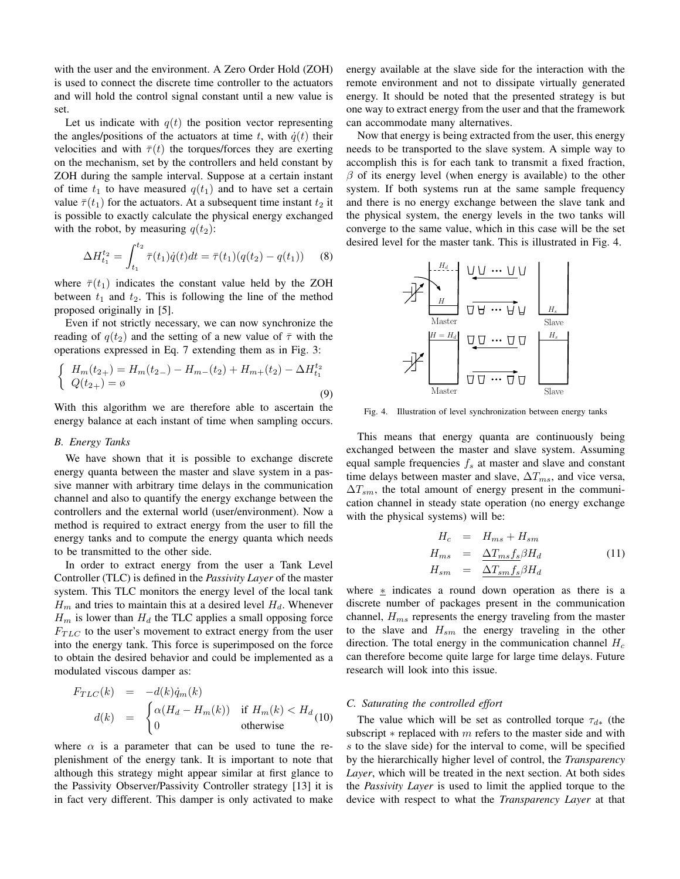with the user and the environment. A Zero Order Hold (ZOH) is used to connect the discrete time controller to the actuators and will hold the control signal constant until a new value is set.

Let us indicate with $q(t)$ the position vector representing the angles/positions of the actuators at time $t$, with $\dot{q}(t)$ their velocities and with $\bar{\tau}(t)$ the torques/forces they are exerting on the mechanism, set by the controllers and held constant by ZOH during the sample interval. Suppose at a certain instant of time $t_1$ to have measured $q(t_1)$ and to have set a certain value $\bar{\tau}(t_1)$ for the actuators. At a subsequent time instant $t_2$ it is possible to exactly calculate the physical energy exchanged with the robot, by measuring $q(t_2)$:

$$\Delta H_{t_1}^{t_2} = \int_{t_1}^{t_2} \bar{\tau}(t_1)\dot{q}(t)dt = \bar{\tau}(t_1)(q(t_2) - q(t_1)) \quad (8)$$

where $\bar{\tau}(t_1)$ indicates the constant value held by the ZOH between $t_1$ and $t_2$. This is following the line of the method proposed originally in [5].

Even if not strictly necessary, we can now synchronize the reading of $q(t_2)$ and the setting of a new value of $\bar{\tau}$ with the operations expressed in Eq. 7 extending them as in Fig. 3:

$$\begin{cases} H_m(t_{2+}) = H_m(t_{2-}) - H_{m-}(t_2) + H_{m+}(t_2) - \Delta H_{t_1}^{t_2} \\ Q(t_{2+}) = \emptyset \end{cases} \quad (9)$$

With this algorithm we are therefore able to ascertain the energy balance at each instant of time when sampling occurs.

### B. Energy Tanks

We have shown that it is possible to exchange discrete energy quanta between the master and slave system in a passive manner with arbitrary time delays in the communication channel and also to quantify the energy exchange between the controllers and the external world (user/environment). Now a method is required to extract energy from the user to fill the energy tanks and to compute the energy quanta which needs to be transmitted to the other side.

In order to extract energy from the user a Tank Level Controller (TLC) is defined in the *Passivity Layer* of the master system. This TLC monitors the energy level of the local tank $H_m$ and tries to maintain this at a desired level $H_d$. Whenever $H_m$ is lower than $H_d$ the TLC applies a small opposing force $F_{TLC}$ to the user's movement to extract energy from the user into the energy tank. This force is superimposed on the force to obtain the desired behavior and could be implemented as a modulated viscous damper as:

$$\begin{aligned} F_{TLC}(k) &= -d(k)\dot{q}_m(k) \\ d(k) &= \begin{cases} \alpha(H_d - H_m(k)) & \text{if } H_m(k) < H_d \\ 0 & \text{otherwise} \end{cases} \end{aligned} \quad (10)$$

where $\alpha$ is a parameter that can be used to tune the replenishment of the energy tank. It is important to note that although this strategy might appear similar at first glance to the Passivity Observer/Passivity Controller strategy [13] it is in fact very different. This damper is only activated to make energy available at the slave side for the interaction with the remote environment and not to dissipate virtually generated energy. It should be noted that the presented strategy is but one way to extract energy from the user and that the framework can accommodate many alternatives.

Now that energy is being extracted from the user, this energy needs to be transported to the slave system. A simple way to accomplish this is for each tank to transmit a fixed fraction, $\beta$ of its energy level (when energy is available) to the other system. If both systems run at the same sample frequency and there is no energy exchange between the slave tank and the physical system, the energy levels in the two tanks will converge to the same value, which in this case will be the set desired level for the master tank. This is illustrated in Fig. 4.

Fig. 4. Illustration of level synchronization between energy tanks

This means that energy quanta are continuously being exchanged between the master and slave system. Assuming equal sample frequencies $f_s$ at master and slave and constant time delays between master and slave, $\Delta T_{ms}$, and vice versa, $\Delta T_{sm}$, the total amount of energy present in the communication channel in steady state operation (no energy exchange with the physical systems) will be:

$$\begin{aligned} H_c &= H_{ms} + H_{sm} \\ H_{ms} &= \underline{\Delta T_{ms} f_s} \beta H_d \\ H_{sm} &= \underline{\Delta T_{sm} f_s} \beta H_d \end{aligned} \quad (11)$$

where $\underline{*}$ indicates a round down operation as there is a discrete number of packages present in the communication channel, $H_{ms}$ represents the energy traveling from the master to the slave and $H_{sm}$ the energy traveling in the other direction. The total energy in the communication channel $H_c$ can therefore become quite large for large time delays. Future research will look into this issue.

### C. Saturating the controlled effort

The value which will be set as controlled torque $\tau_{d*}$ (the subscript $*$ replaced with $m$ refers to the master side and with $s$ to the slave side) for the interval to come, will be specified by the hierarchically higher level of control, the *Transparency Layer*, which will be treated in the next section. At both sides the *Passivity Layer* is used to limit the applied torque to the device with respect to what the *Transparency Layer* at that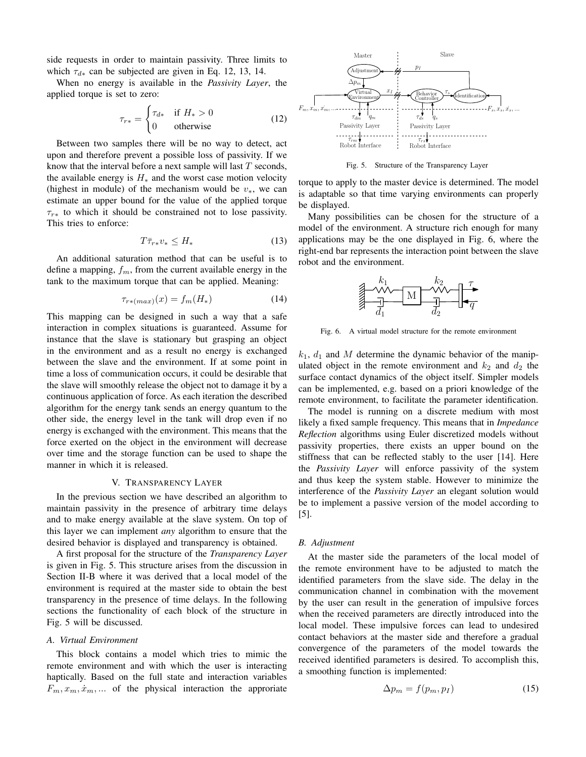side requests in order to maintain passivity. Three limits to which $\tau_{d*}$ can be subjected are given in Eq. 12, 13, 14.

When no energy is available in the *Passivity Layer*, the applied torque is set to zero:

$$\tau_{r*} = \begin{cases} \tau_{d*} & \text{if } H_* > 0 \\ 0 & \text{otherwise} \end{cases} \tag{12}$$

Between two samples there will be no way to detect, act upon and therefore prevent a possible loss of passivity. If we know that the interval before a next sample will last $T$ seconds, the available energy is $H_*$ and the worst case motion velocity (highest in module) of the mechanism would be $v_*$, we can estimate an upper bound for the value of the applied torque $\tau_{r*}$ to which it should be constrained not to lose passivity. This tries to enforce:

$$T\bar{\tau}_{r*}v_* \leq H_* \tag{13}$$

An additional saturation method that can be useful is to define a mapping, $f_m$, from the current available energy in the tank to the maximum torque that can be applied. Meaning:

$$\tau_{r*(max)}(x) = f_m(H_*) \tag{14}$$

This mapping can be designed in such a way that a safe interaction in complex situations is guaranteed. Assume for instance that the slave is stationary but grasping an object in the environment and as a result no energy is exchanged between the slave and the environment. If at some point in time a loss of communication occurs, it could be desirable that the slave will smoothly release the object not to damage it by a continuous application of force. As each iteration the described algorithm for the energy tank sends an energy quantum to the other side, the energy level in the tank will drop even if no energy is exchanged with the environment. This means that the force exerted on the object in the environment will decrease over time and the storage function can be used to shape the manner in which it is released.

## V. Transparency Layer

In the previous section we have described an algorithm to maintain passivity in the presence of arbitrary time delays and to make energy available at the slave system. On top of this layer we can implement *any* algorithm to ensure that the desired behavior is displayed and transparency is obtained.

A first proposal for the structure of the *Transparency Layer* is given in Fig. 5. This structure arises from the discussion in Section II-B where it was derived that a local model of the environment is required at the master side to obtain the best transparency in the presence of time delays. In the following sections the functionality of each block of the structure in Fig. 5 will be discussed.

Fig. 5. Structure of the Transparency Layer

### A. Virtual Environment

This block contains a model which tries to mimic the remote environment and with which the user is interacting haptically. Based on the full state and interaction variables $F_m, x_m, \dot{x}_m, ...$ of the physical interaction the approriate torque to apply to the master device is determined. The model is adaptable so that time varying environments can properly be displayed.

Many possibilities can be chosen for the structure of a model of the environment. A structure rich enough for many applications may be the one displayed in Fig. 6, where the right-end bar represents the interaction point between the slave robot and the environment.

Fig. 6. A virtual model structure for the remote environment

$k_1$, $d_1$ and $M$ determine the dynamic behavior of the manipulated object in the remote environment and $k_2$ and $d_2$ the surface contact dynamics of the object itself. Simpler models can be implemented, e.g. based on a priori knowledge of the remote environment, to facilitate the parameter identification.

The model is running on a discrete medium with most likely a fixed sample frequency. This means that in *Impedance Reflection* algorithms using Euler discretized models without passivity properties, there exists an upper bound on the stiffness that can be reflected stably to the user [14]. Here the *Passivity Layer* will enforce passivity of the system and thus keep the system stable. However to minimize the interference of the *Passivity Layer* an elegant solution would be to implement a passive version of the model according to [5].

### B. Adjustment

At the master side the parameters of the local model of the remote environment have to be adjusted to match the identified parameters from the slave side. The delay in the communication channel in combination with the movement by the user can result in the generation of impulsive forces when the received parameters are directly introduced into the local model. These impulsive forces can lead to undesired contact behaviors at the master side and therefore a gradual convergence of the parameters of the model towards the received identified parameters is desired. To accomplish this, a smoothing function is implemented:

$$\Delta p_m = f(p_m, p_I) \tag{15}$$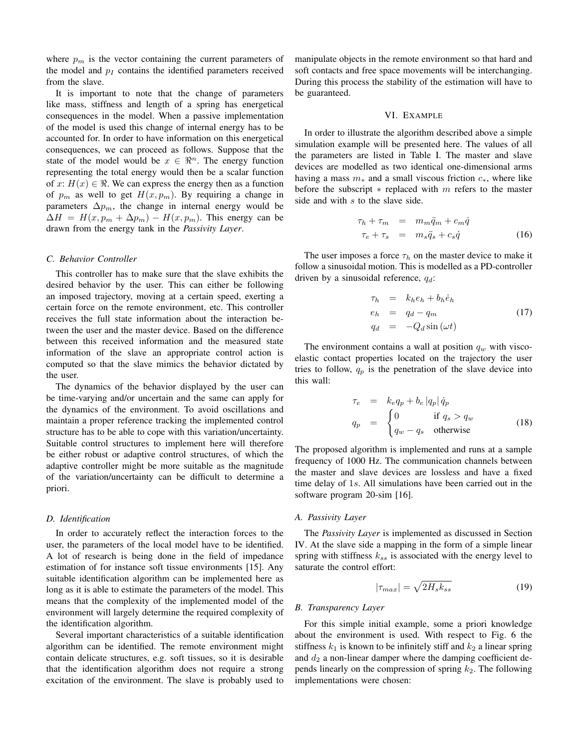where $p_m$ is the vector containing the current parameters of the model and $p_I$ contains the identified parameters received from the slave.

It is important to note that the change of parameters like mass, stiffness and length of a spring has energetical consequences in the model. When a passive implementation of the model is used this change of internal energy has to be accounted for. In order to have information on this energetical consequences, we can proceed as follows. Suppose that the state of the model would be $x \in \Re^n$. The energy function representing the total energy would then be a scalar function of $x$: $H(x) \in \Re$. We can express the energy then as a function of $p_m$ as well to get $H(x, p_m)$. By requiring a change in parameters $\Delta p_m$, the change in internal energy would be $\Delta H = H(x, p_m + \Delta p_m) - H(x, p_m)$. This energy can be drawn from the energy tank in the *Passivity Layer*.

### C. Behavior Controller

This controller has to make sure that the slave exhibits the desired behavior by the user. This can either be following an imposed trajectory, moving at a certain speed, exerting a certain force on the remote environment, etc. This controller receives the full state information about the interaction between the user and the master device. Based on the difference between this received information and the measured state information of the slave an appropriate control action is computed so that the slave mimics the behavior dictated by the user.

The dynamics of the behavior displayed by the user can be time-varying and/or uncertain and the same can apply for the dynamics of the environment. To avoid oscillations and maintain a proper reference tracking the implemented control structure has to be able to cope with this variation/uncertainty. Suitable control structures to implement here will therefore be either robust or adaptive control structures, of which the adaptive controller might be more suitable as the magnitude of the variation/uncertainty can be difficult to determine a priori.

### D. Identification

In order to accurately reflect the interaction forces to the user, the parameters of the local model have to be identified. A lot of research is being done in the field of impedance estimation of for instance soft tissue environments [15]. Any suitable identification algorithm can be implemented here as long as it is able to estimate the parameters of the model. This means that the complexity of the implemented model of the environment will largely determine the required complexity of the identification algorithm.

Several important characteristics of a suitable identification algorithm can be identified. The remote environment might contain delicate structures, e.g. soft tissues, so it is desirable that the identification algorithm does not require a strong excitation of the environment. The slave is probably used to manipulate objects in the remote environment so that hard and soft contacts and free space movements will be interchanging. During this process the stability of the estimation will have to be guaranteed.

## VI. Example

In order to illustrate the algorithm described above a simple simulation example will be presented here. The values of all the parameters are listed in Table I. The master and slave devices are modelled as two identical one-dimensional arms having a mass $m_*$ and a small viscous friction $c_*$, where like before the subscript $*$ replaced with $m$ refers to the master side and with $s$ to the slave side.

$$
\begin{aligned}
\tau_h + \tau_m &= m_m \ddot{q}_m + c_m \dot{q} \\
\tau_e + \tau_s &= m_s \ddot{q}_s + c_s \dot{q}
\end{aligned} \tag{16}
$$

The user imposes a force $\tau_h$ on the master device to make it follow a sinusoidal motion. This is modelled as a PD-controller driven by a sinusoidal reference, $q_d$:

$$
\begin{aligned}
\tau_h &= k_h e_h + b_h \dot{e}_h \\
e_h &= q_d - q_m \\
q_d &= -Q_d \sin(\omega t)
\end{aligned} \tag{17}
$$

The environment contains a wall at position $q_w$ with visco-elastic contact properties located on the trajectory the user tries to follow, $q_p$ is the penetration of the slave device into this wall:

$$
\begin{aligned}
\tau_e &= k_e q_p + b_e |q_p| \dot{q}_p \\
q_p &= \begin{cases} 0 & \text{if } q_s > q_w \\ q_w - q_s & \text{otherwise} \end{cases}
\end{aligned} \tag{18}
$$

The proposed algorithm is implemented and runs at a sample frequency of 1000 Hz. The communication channels between the master and slave devices are lossless and have a fixed time delay of $1s$. All simulations have been carried out in the software program 20-sim [16].

### A. Passivity Layer

The *Passivity Layer* is implemented as discussed in Section IV. At the slave side a mapping in the form of a simple linear spring with stiffness $k_{ss}$ is associated with the energy level to saturate the control effort:

$$
|\tau_{max}| = \sqrt{2 H_s k_{ss}} \tag{19}
$$

### B. Transparency Layer

For this simple initial example, some a priori knowledge about the environment is used. With respect to Fig. 6 the stiffness $k_1$ is known to be infinitely stiff and $k_2$ a linear spring and $d_2$ a non-linear damper where the damping coefficient depends linearly on the compression of spring $k_2$. The following implementations were chosen: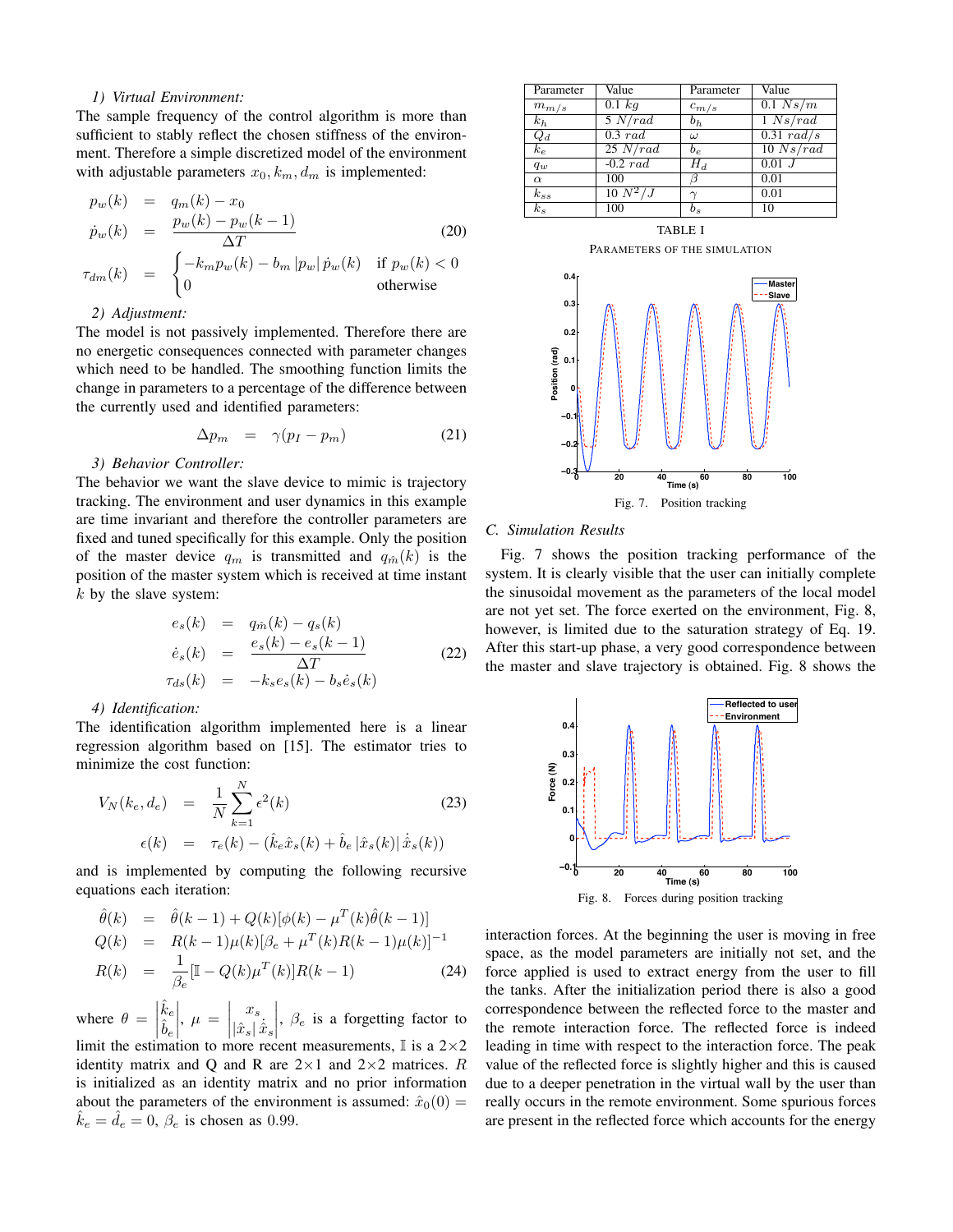*1) Virtual Environment:*
The sample frequency of the control algorithm is more than sufficient to stably reflect the chosen stiffness of the environment. Therefore a simple discretized model of the environment with adjustable parameters $x_0, k_m, d_m$ is implemented:

$$
\begin{aligned}
p_w(k) &= q_m(k) - x_0 \\
\dot{p}_w(k) &= \frac{p_w(k) - p_w(k-1)}{\Delta T} \\
\tau_{dm}(k) &= \begin{cases} -k_m p_w(k) - b_m\,|p_w|\,\dot{p}_w(k) & \text{if } p_w(k) < 0 \\ 0 & \text{otherwise} \end{cases}
\end{aligned}
\tag{20}
$$

*2) Adjustment:*
The model is not passively implemented. Therefore there are no energetic consequences connected with parameter changes which need to be handled. The smoothing function limits the change in parameters to a percentage of the difference between the currently used and identified parameters:

$$
\Delta p_m = \gamma(p_I - p_m) \tag{21}
$$

*3) Behavior Controller:*
The behavior we want the slave device to mimic is trajectory tracking. The environment and user dynamics in this example are time invariant and therefore the controller parameters are fixed and tuned specifically for this example. Only the position of the master device $q_m$ is transmitted and $q_{\hat{m}}(k)$ is the position of the master system which is received at time instant $k$ by the slave system:

$$
\begin{aligned}
e_s(k) &= q_{\hat{m}}(k) - q_s(k) \\
\dot{e}_s(k) &= \frac{e_s(k) - e_s(k-1)}{\Delta T} \\
\tau_{ds}(k) &= -k_s e_s(k) - b_s \dot{e}_s(k)
\end{aligned}
\tag{22}
$$

*4) Identification:*
The identification algorithm implemented here is a linear regression algorithm based on [15]. The estimator tries to minimize the cost function:

$$
\begin{aligned}
V_N(k_e, d_e) &= \frac{1}{N}\sum_{k=1}^{N} \epsilon^2(k) \\
\epsilon(k) &= \tau_e(k) - (\hat{k}_e \hat{x}_s(k) + \hat{b}_e\,|\hat{x}_s(k)|\,\dot{\hat{x}}_s(k))
\end{aligned}
\tag{23}
$$

and is implemented by computing the following recursive equations each iteration:

$$
\begin{aligned}
\hat{\theta}(k) &= \hat{\theta}(k-1) + Q(k)[\phi(k) - \mu^T(k)\hat{\theta}(k-1)] \\
Q(k) &= R(k-1)\mu(k)[\beta_e + \mu^T(k)R(k-1)\mu(k)]^{-1} \\
R(k) &= \frac{1}{\beta_e}[\mathbb{I} - Q(k)\mu^T(k)]R(k-1)
\end{aligned}
\tag{24}
$$

where $\theta = \begin{vmatrix} \hat{k}_e \\ \hat{b}_e \end{vmatrix}$, $\mu = \begin{vmatrix} x_s \\ |\hat{x}_s|\,\dot{\hat{x}}_s \end{vmatrix}$, $\beta_e$ is a forgetting factor to limit the estimation to more recent measurements, $\mathbb{I}$ is a 2×2 identity matrix and Q and R are 2×1 and 2×2 matrices. $R$ is initialized as an identity matrix and no prior information about the parameters of the environment is assumed: $\hat{x}_0(0) = \hat{k}_e = \hat{d}_e = 0$, $\beta_e$ is chosen as 0.99.

| Parameter | Value | Parameter | Value |
|---|---|---|---|
| $m_{m/s}$ | $0.1\ kg$ | $c_{m/s}$ | $0.1\ Ns/m$ |
| $k_h$ | $5\ N/rad$ | $b_h$ | $1\ Ns/rad$ |
| $Q_d$ | $0.3\ rad$ | $\omega$ | $0.31\ rad/s$ |
| $k_e$ | $25\ N/rad$ | $b_e$ | $10\ Ns/rad$ |
| $q_w$ | $-0.2\ rad$ | $H_d$ | $0.01\ J$ |
| $\alpha$ | 100 | $\beta$ | 0.01 |
| $k_{ss}$ | $10\ N^2/J$ | $\gamma$ | 0.01 |
| $k_s$ | 100 | $b_s$ | 10 |

TABLE I
PARAMETERS OF THE SIMULATION

Fig. 7. Position tracking

## C. Simulation Results

Fig. 7 shows the position tracking performance of the system. It is clearly visible that the user can initially complete the sinusoidal movement as the parameters of the local model are not yet set. The force exerted on the environment, Fig. 8, however, is limited due to the saturation strategy of Eq. 19. After this start-up phase, a very good correspondence between the master and slave trajectory is obtained. Fig. 8 shows the interaction forces. At the beginning the user is moving in free space, as the model parameters are initially not set, and the force applied is used to extract energy from the user to fill the tanks. After the initialization period there is also a good correspondence between the reflected force to the master and the remote interaction force. The reflected force is indeed leading in time with respect to the interaction force. The peak value of the reflected force is slightly higher and this is caused due to a deeper penetration in the virtual wall by the user than really occurs in the remote environment. Some spurious forces are present in the reflected force which accounts for the energy

Fig. 8. Forces during position tracking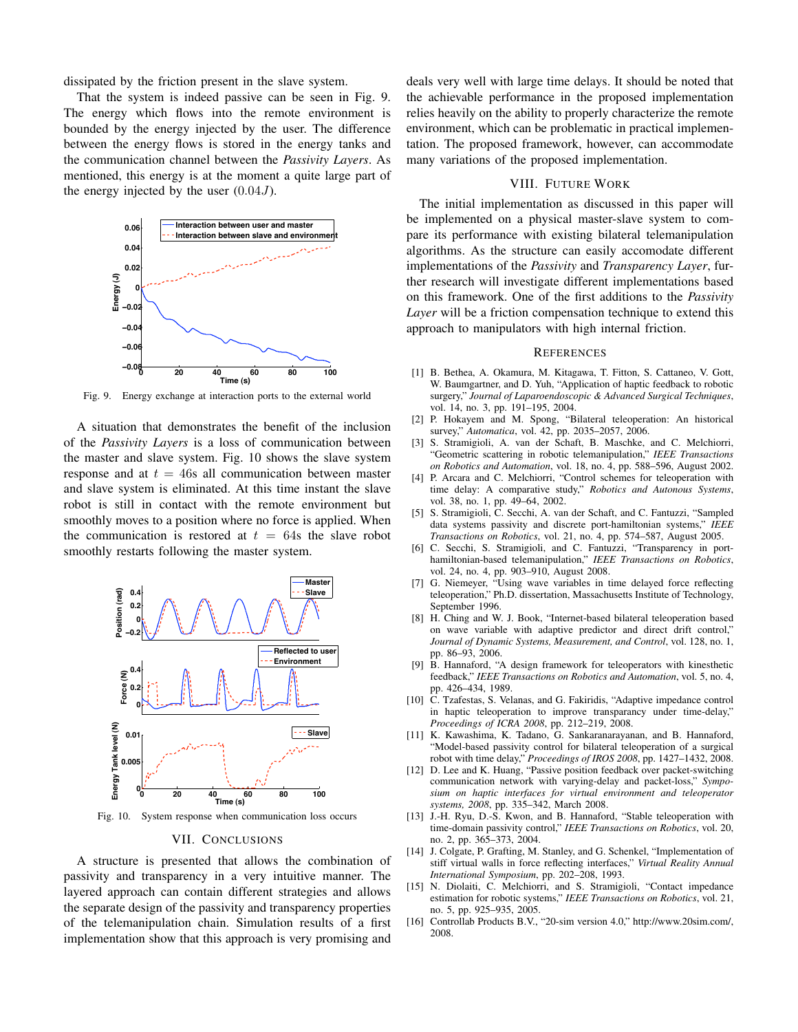dissipated by the friction present in the slave system.

That the system is indeed passive can be seen in Fig. 9. The energy which flows into the remote environment is bounded by the energy injected by the user. The difference between the energy flows is stored in the energy tanks and the communication channel between the *Passivity Layers*. As mentioned, this energy is at the moment a quite large part of the energy injected by the user ($0.04J$).

Interaction between user and master
Interaction between slave and environment
Energy (J)
0.06
0.04
0.02
0
−0.02
−0.04
−0.06
−0.08
0
20
40
60
80
100
Time (s)

Fig. 9. Energy exchange at interaction ports to the external world

A situation that demonstrates the benefit of the inclusion of the *Passivity Layers* is a loss of communication between the master and slave system. Fig. 10 shows the slave system response and at $t = 46$s all communication between master and slave system is eliminated. At this time instant the slave robot is still in contact with the remote environment but smoothly moves to a position where no force is applied. When the communication is restored at $t = 64$s the slave robot smoothly restarts following the master system.

Master
Slave
Position (rad)
0.4
0.2
0
−0.2
Reflected to user
Environment
Force (N)
0.4
0.2
0
Slave
Energy Tank level (N)
0.01
0.005
0
0
20
40
60
80
100
Time (s)

Fig. 10. System response when communication loss occurs

## VII. Conclusions

A structure is presented that allows the combination of passivity and transparency in a very intuitive manner. The layered approach can contain different strategies and allows the separate design of the passivity and transparency properties of the telemanipulation chain. Simulation results of a first implementation show that this approach is very promising and deals very well with large time delays. It should be noted that the achievable performance in the proposed implementation relies heavily on the ability to properly characterize the remote environment, which can be problematic in practical implementation. The proposed framework, however, can accommodate many variations of the proposed implementation.

## VIII. Future Work

The initial implementation as discussed in this paper will be implemented on a physical master-slave system to compare its performance with existing bilateral telemanipulation algorithms. As the structure can easily accomodate different implementations of the *Passivity* and *Transparency Layer*, further research will investigate different implementations based on this framework. One of the first additions to the *Passivity Layer* will be a friction compensation technique to extend this approach to manipulators with high internal friction.

## References

[1] B. Bethea, A. Okamura, M. Kitagawa, T. Fitton, S. Cattaneo, V. Gott, W. Baumgartner, and D. Yuh, "Application of haptic feedback to robotic surgery," *Journal of Laparoendoscopic & Advanced Surgical Techniques*, vol. 14, no. 3, pp. 191–195, 2004.

[2] P. Hokayem and M. Spong, "Bilateral teleoperation: An historical survey," *Automatica*, vol. 42, pp. 2035–2057, 2006.

[3] S. Stramigioli, A. van der Schaft, B. Maschke, and C. Melchiorri, "Geometric scattering in robotic telemanipulation," *IEEE Transactions on Robotics and Automation*, vol. 18, no. 4, pp. 588–596, August 2002.

[4] P. Arcara and C. Melchiorri, "Control schemes for teleoperation with time delay: A comparative study," *Robotics and Autonous Systems*, vol. 38, no. 1, pp. 49–64, 2002.

[5] S. Stramigioli, C. Secchi, A. van der Schaft, and C. Fantuzzi, "Sampled data systems passivity and discrete port-hamiltonian systems," *IEEE Transactions on Robotics*, vol. 21, no. 4, pp. 574–587, August 2005.

[6] C. Secchi, S. Stramigioli, and C. Fantuzzi, "Transparency in port-hamiltonian-based telemanipulation," *IEEE Transactions on Robotics*, vol. 24, no. 4, pp. 903–910, August 2008.

[7] G. Niemeyer, "Using wave variables in time delayed force reflecting teleoperation," Ph.D. dissertation, Massachusetts Institute of Technology, September 1996.

[8] H. Ching and W. J. Book, "Internet-based bilateral teleoperation based on wave variable with adaptive predictor and direct drift control," *Journal of Dynamic Systems, Measurement, and Control*, vol. 128, no. 1, pp. 86–93, 2006.

[9] B. Hannaford, "A design framework for teleoperators with kinesthetic feedback," *IEEE Transactions on Robotics and Automation*, vol. 5, no. 4, pp. 426–434, 1989.

[10] C. Tzafestas, S. Velanas, and G. Fakiridis, "Adaptive impedance control in haptic teleoperation to improve transparancy under time-delay," *Proceedings of ICRA 2008*, pp. 212–219, 2008.

[11] K. Kawashima, K. Tadano, G. Sankaranarayanan, and B. Hannaford, "Model-based passivity control for bilateral teleoperation of a surgical robot with time delay," *Proceedings of IROS 2008*, pp. 1427–1432, 2008.

[12] D. Lee and K. Huang, "Passive position feedback over packet-switching communication network with varying-delay and packet-loss," *Symposium on haptic interfaces for virtual environment and teleoperator systems, 2008*, pp. 335–342, March 2008.

[13] J.-H. Ryu, D.-S. Kwon, and B. Hannaford, "Stable teleoperation with time-domain passivity control," *IEEE Transactions on Robotics*, vol. 20, no. 2, pp. 365–373, 2004.

[14] J. Colgate, P. Grafting, M. Stanley, and G. Schenkel, "Implementation of stiff virtual walls in force reflecting interfaces," *Virtual Reality Annual International Symposium*, pp. 202–208, 1993.

[15] N. Diolaiti, C. Melchiorri, and S. Stramigioli, "Contact impedance estimation for robotic systems," *IEEE Transactions on Robotics*, vol. 21, no. 5, pp. 925–935, 2005.

[16] Controllab Products B.V., "20-sim version 4.0," http://www.20sim.com/, 2008.